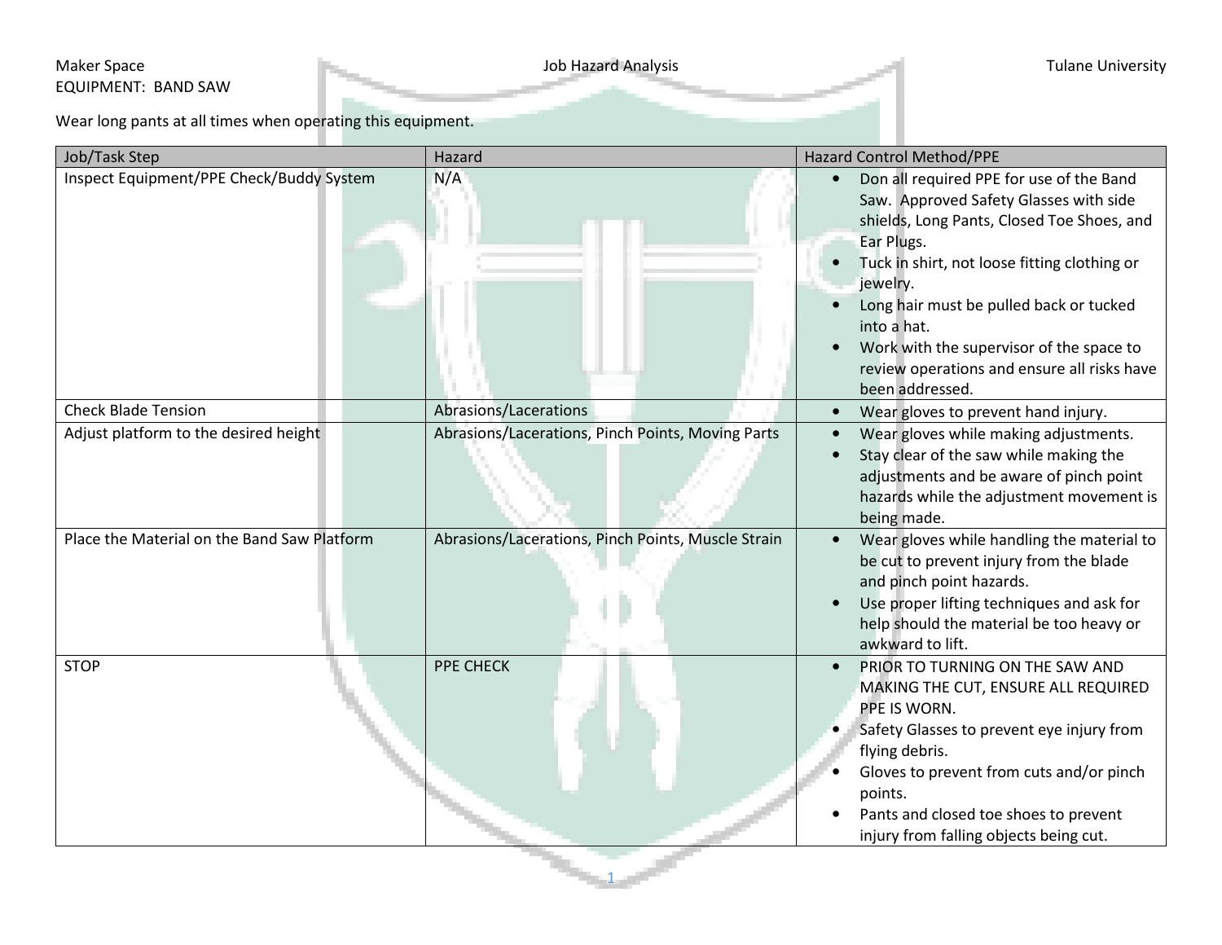Maker Space | Job Hazard Analysis | Tulane University

EQUIPMENT: BAND SAW

Wear long pants at all times when operating this equipment.

| Job/Task Step | Hazard | Hazard Control Method/PPE |
|---|---|---|
| Inspect Equipment/PPE Check/Buddy System | N/A | • Don all required PPE for use of the Band Saw. Approved Safety Glasses with side shields, Long Pants, Closed Toe Shoes, and Ear Plugs.<br>• Tuck in shirt, not loose fitting clothing or jewelry.<br>• Long hair must be pulled back or tucked into a hat.<br>• Work with the supervisor of the space to review operations and ensure all risks have been addressed. |
| Check Blade Tension | Abrasions/Lacerations | • Wear gloves to prevent hand injury. |
| Adjust platform to the desired height | Abrasions/Lacerations, Pinch Points, Moving Parts | • Wear gloves while making adjustments.<br>• Stay clear of the saw while making the adjustments and be aware of pinch point hazards while the adjustment movement is being made. |
| Place the Material on the Band Saw Platform | Abrasions/Lacerations, Pinch Points, Muscle Strain | • Wear gloves while handling the material to be cut to prevent injury from the blade and pinch point hazards.<br>• Use proper lifting techniques and ask for help should the material be too heavy or awkward to lift. |
| STOP | PPE CHECK | • PRIOR TO TURNING ON THE SAW AND MAKING THE CUT, ENSURE ALL REQUIRED PPE IS WORN.<br>• Safety Glasses to prevent eye injury from flying debris.<br>• Gloves to prevent from cuts and/or pinch points.<br>• Pants and closed toe shoes to prevent injury from falling objects being cut. |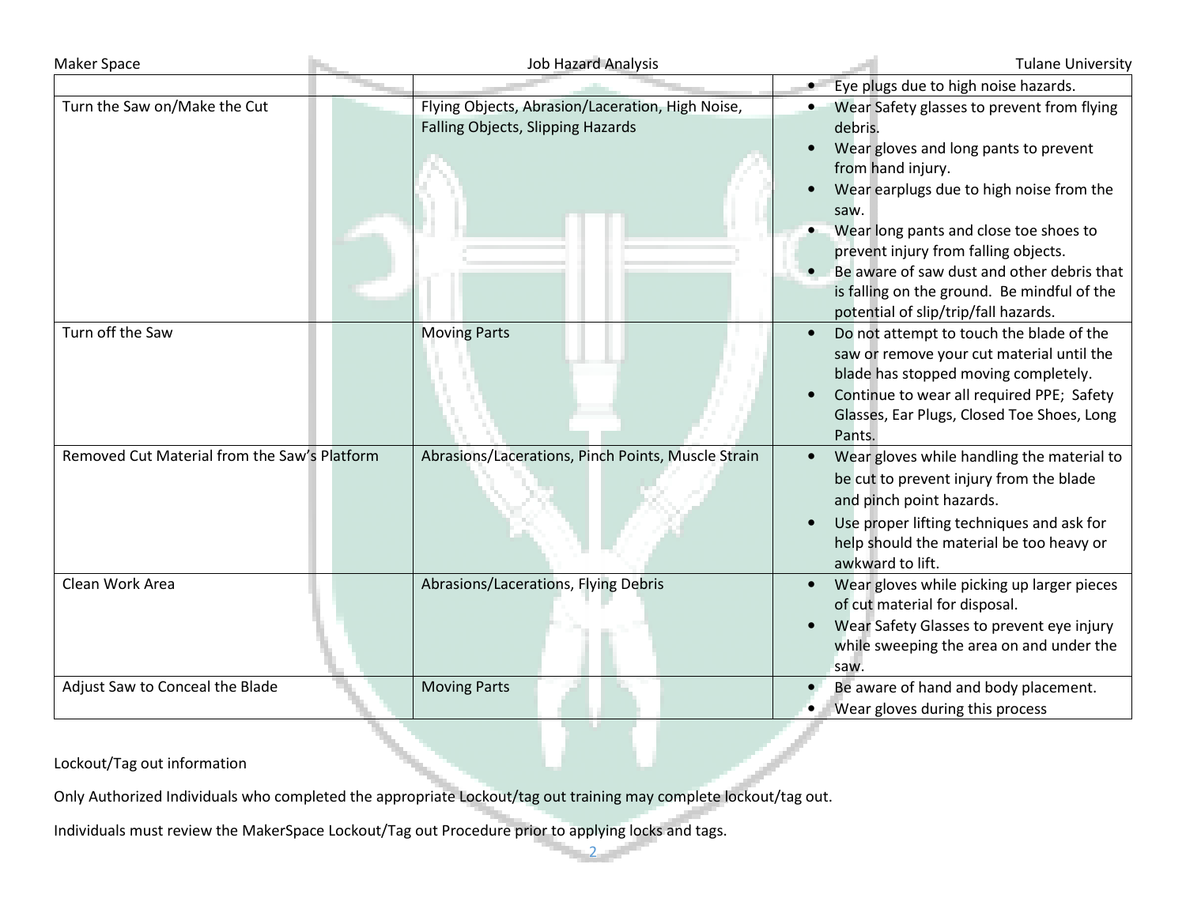| | | |
|---|---|---|
| | | • Eye plugs due to high noise hazards. |
| Turn the Saw on/Make the Cut | Flying Objects, Abrasion/Laceration, High Noise, Falling Objects, Slipping Hazards | • Wear Safety glasses to prevent from flying debris.<br>• Wear gloves and long pants to prevent from hand injury.<br>• Wear earplugs due to high noise from the saw.<br>• Wear long pants and close toe shoes to prevent injury from falling objects.<br>• Be aware of saw dust and other debris that is falling on the ground. Be mindful of the potential of slip/trip/fall hazards. |
| Turn off the Saw | Moving Parts | • Do not attempt to touch the blade of the saw or remove your cut material until the blade has stopped moving completely.<br>• Continue to wear all required PPE; Safety Glasses, Ear Plugs, Closed Toe Shoes, Long Pants. |
| Removed Cut Material from the Saw's Platform | Abrasions/Lacerations, Pinch Points, Muscle Strain | • Wear gloves while handling the material to be cut to prevent injury from the blade and pinch point hazards.<br>• Use proper lifting techniques and ask for help should the material be too heavy or awkward to lift. |
| Clean Work Area | Abrasions/Lacerations, Flying Debris | • Wear gloves while picking up larger pieces of cut material for disposal.<br>• Wear Safety Glasses to prevent eye injury while sweeping the area on and under the saw. |
| Adjust Saw to Conceal the Blade | Moving Parts | • Be aware of hand and body placement.<br>• Wear gloves during this process |

Lockout/Tag out information

Only Authorized Individuals who completed the appropriate Lockout/tag out training may complete lockout/tag out.

Individuals must review the MakerSpace Lockout/Tag out Procedure prior to applying locks and tags.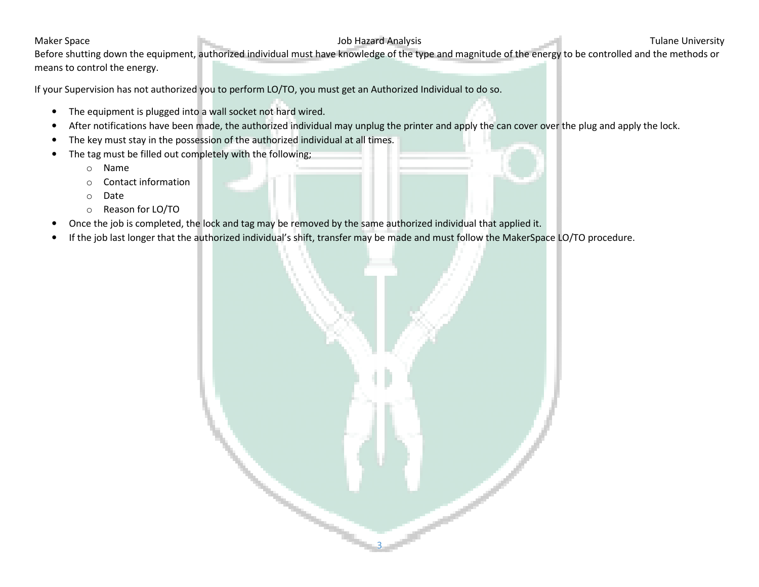Before shutting down the equipment, authorized individual must have knowledge of the type and magnitude of the energy to be controlled and the methods or means to control the energy.

If your Supervision has not authorized you to perform LO/TO, you must get an Authorized Individual to do so.

- The equipment is plugged into a wall socket not hard wired.
- After notifications have been made, the authorized individual may unplug the printer and apply the can cover over the plug and apply the lock.
- The key must stay in the possession of the authorized individual at all times.
- The tag must be filled out completely with the following;
  - Name
  - Contact information
  - Date
  - Reason for LO/TO
- Once the job is completed, the lock and tag may be removed by the same authorized individual that applied it.
- If the job last longer that the authorized individual's shift, transfer may be made and must follow the MakerSpace LO/TO procedure.